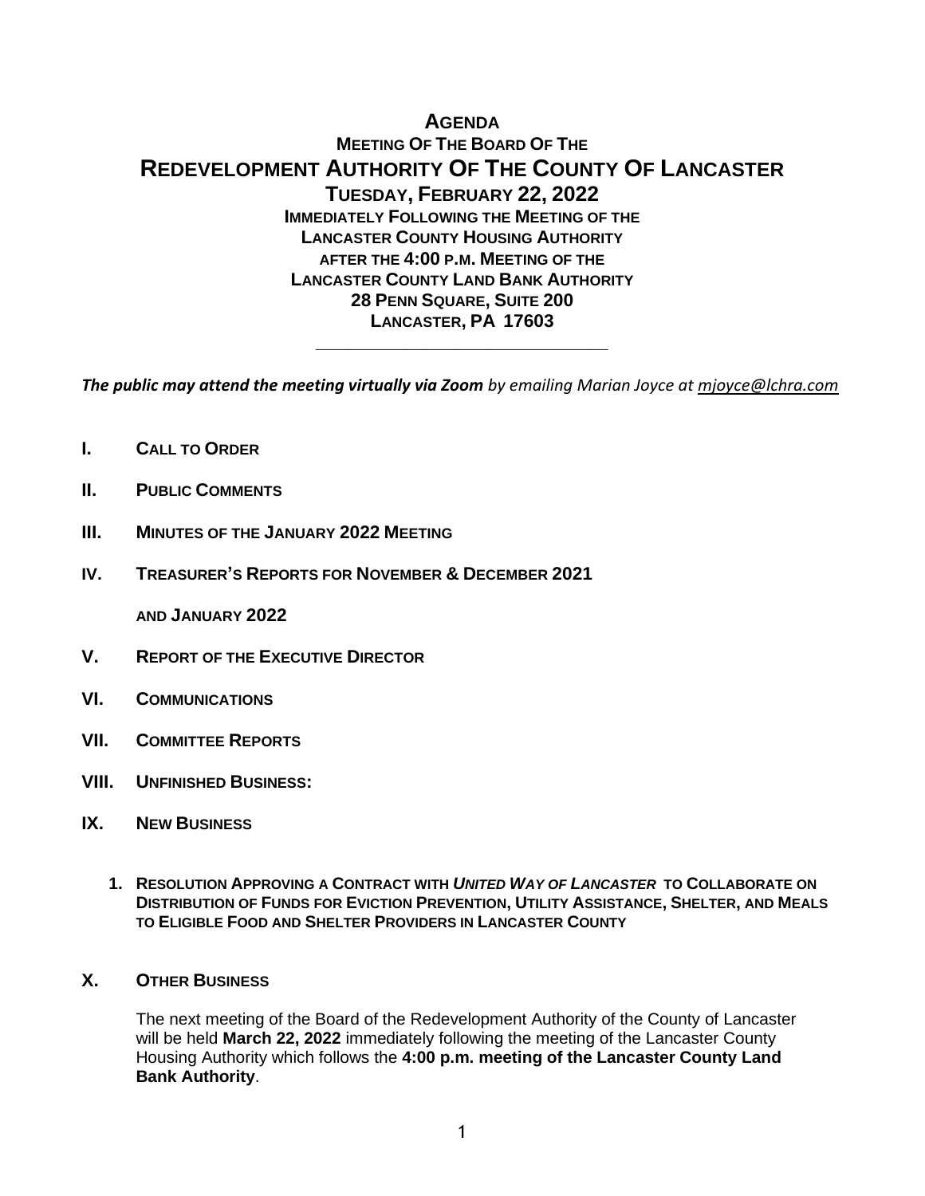# AGENDA

## MEETING OF THE BOARD OF THE

# REDEVELOPMENT AUTHORITY OF THE COUNTY OF LANCASTER

## TUESDAY, FEBRUARY 22, 2022

**IMMEDIATELY FOLLOWING THE MEETING OF THE**
**LANCASTER COUNTY HOUSING AUTHORITY**
**AFTER THE 4:00 P.M. MEETING OF THE**
**LANCASTER COUNTY LAND BANK AUTHORITY**
**28 PENN SQUARE, SUITE 200**
**LANCASTER, PA 17603**

---

***The public may attend the meeting virtually via Zoom*** *by emailing Marian Joyce at mjoyce@lchra.com*

**I. CALL TO ORDER**

**II. PUBLIC COMMENTS**

**III. MINUTES OF THE JANUARY 2022 MEETING**

**IV. TREASURER'S REPORTS FOR NOVEMBER & DECEMBER 2021 AND JANUARY 2022**

**V. REPORT OF THE EXECUTIVE DIRECTOR**

**VI. COMMUNICATIONS**

**VII. COMMITTEE REPORTS**

**VIII. UNFINISHED BUSINESS:**

**IX. NEW BUSINESS**

1. **RESOLUTION APPROVING A CONTRACT WITH *UNITED WAY OF LANCASTER* TO COLLABORATE ON DISTRIBUTION OF FUNDS FOR EVICTION PREVENTION, UTILITY ASSISTANCE, SHELTER, AND MEALS TO ELIGIBLE FOOD AND SHELTER PROVIDERS IN LANCASTER COUNTY**

**X. OTHER BUSINESS**

The next meeting of the Board of the Redevelopment Authority of the County of Lancaster will be held **March 22, 2022** immediately following the meeting of the Lancaster County Housing Authority which follows the **4:00 p.m. meeting of the Lancaster County Land Bank Authority**.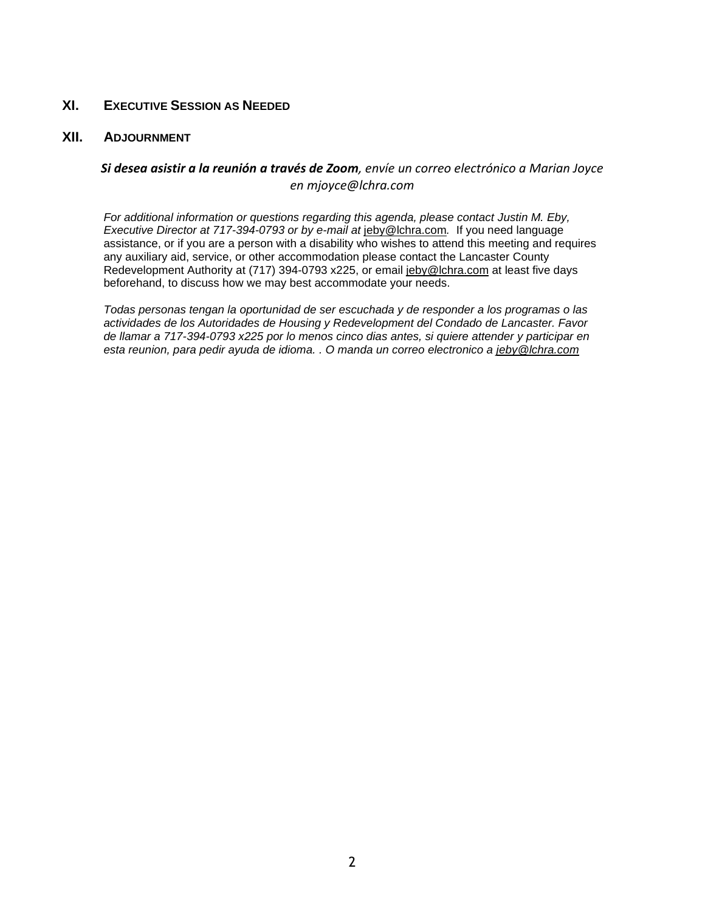## XI. EXECUTIVE SESSION AS NEEDED

## XII. ADJOURNMENT

***Si desea asistir a la reunión a través de Zoom**, envíe un correo electrónico a Marian Joyce en mjoyce@lchra.com*

*For additional information or questions regarding this agenda, please contact Justin M. Eby, Executive Director at 717-394-0793 or by e-mail at* jeby@lchra.com*.* If you need language assistance, or if you are a person with a disability who wishes to attend this meeting and requires any auxiliary aid, service, or other accommodation please contact the Lancaster County Redevelopment Authority at (717) 394-0793 x225, or email jeby@lchra.com at least five days beforehand, to discuss how we may best accommodate your needs.

*Todas personas tengan la oportunidad de ser escuchada y de responder a los programas o las actividades de los Autoridades de Housing y Redevelopment del Condado de Lancaster. Favor de llamar a 717-394-0793 x225 por lo menos cinco dias antes, si quiere attender y participar en esta reunion, para pedir ayuda de idioma. . O manda un correo electronico a jeby@lchra.com*